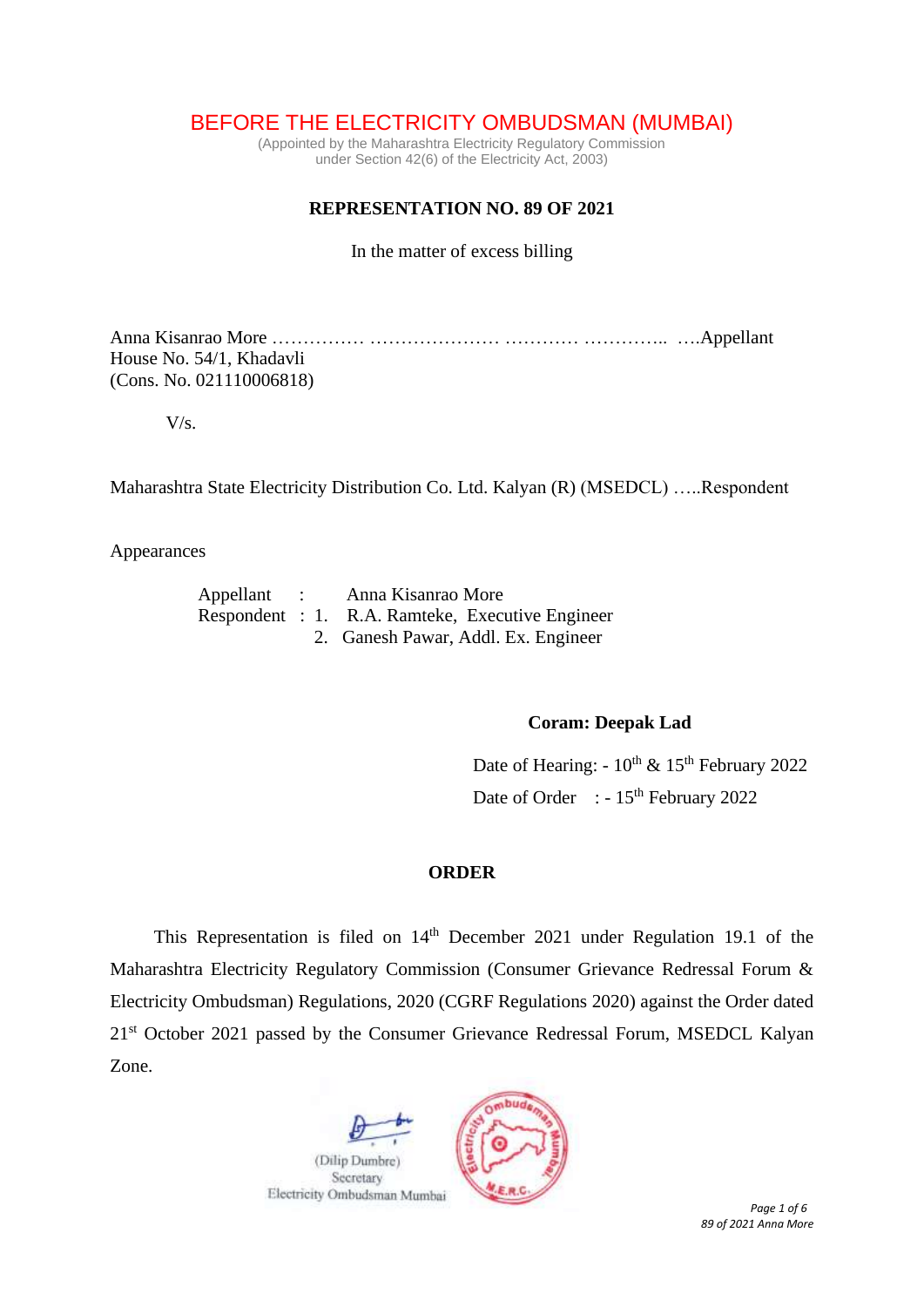# BEFORE THE ELECTRICITY OMBUDSMAN (MUMBAI)

(Appointed by the Maharashtra Electricity Regulatory Commission
under Section 42(6) of the Electricity Act, 2003)

## REPRESENTATION NO. 89 OF 2021

In the matter of excess billing

Anna Kisanrao More …………… ………………… ………… ………….. ….Appellant
House No. 54/1, Khadavli
(Cons. No. 021110006818)

V/s.

Maharashtra State Electricity Distribution Co. Ltd. Kalyan (R) (MSEDCL) …..Respondent

Appearances

Appellant : Anna Kisanrao More
Respondent : 1. R.A. Ramteke, Executive Engineer
2. Ganesh Pawar, Addl. Ex. Engineer

**Coram: Deepak Lad**

Date of Hearing: - 10th & 15th February 2022

Date of Order : - 15th February 2022

## ORDER

This Representation is filed on 14th December 2021 under Regulation 19.1 of the Maharashtra Electricity Regulatory Commission (Consumer Grievance Redressal Forum & Electricity Ombudsman) Regulations, 2020 (CGRF Regulations 2020) against the Order dated 21st October 2021 passed by the Consumer Grievance Redressal Forum, MSEDCL Kalyan Zone.

(Dilip Dumbre)
Secretary
Electricity Ombudsman Mumbai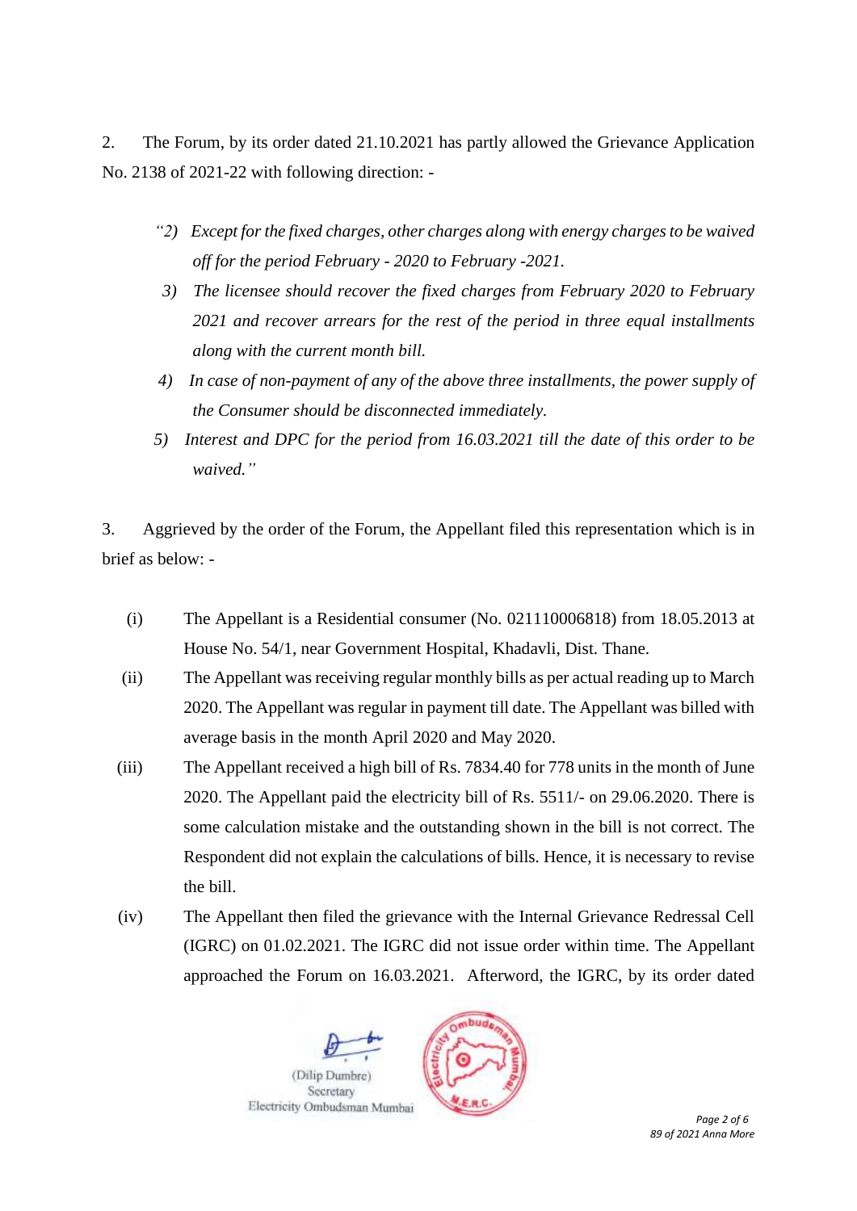2. The Forum, by its order dated 21.10.2021 has partly allowed the Grievance Application No. 2138 of 2021-22 with following direction: -

> *"2) Except for the fixed charges, other charges along with energy charges to be waived off for the period February - 2020 to February -2021.*
>
> *3) The licensee should recover the fixed charges from February 2020 to February 2021 and recover arrears for the rest of the period in three equal installments along with the current month bill.*
>
> *4) In case of non-payment of any of the above three installments, the power supply of the Consumer should be disconnected immediately.*
>
> *5) Interest and DPC for the period from 16.03.2021 till the date of this order to be waived."*

3. Aggrieved by the order of the Forum, the Appellant filed this representation which is in brief as below: -

(i) The Appellant is a Residential consumer (No. 021110006818) from 18.05.2013 at House No. 54/1, near Government Hospital, Khadavli, Dist. Thane.

(ii) The Appellant was receiving regular monthly bills as per actual reading up to March 2020. The Appellant was regular in payment till date. The Appellant was billed with average basis in the month April 2020 and May 2020.

(iii) The Appellant received a high bill of Rs. 7834.40 for 778 units in the month of June 2020. The Appellant paid the electricity bill of Rs. 5511/- on 29.06.2020. There is some calculation mistake and the outstanding shown in the bill is not correct. The Respondent did not explain the calculations of bills. Hence, it is necessary to revise the bill.

(iv) The Appellant then filed the grievance with the Internal Grievance Redressal Cell (IGRC) on 01.02.2021. The IGRC did not issue order within time. The Appellant approached the Forum on 16.03.2021. Afterword, the IGRC, by its order dated

(Dilip Dumbre)
Secretary
Electricity Ombudsman Mumbai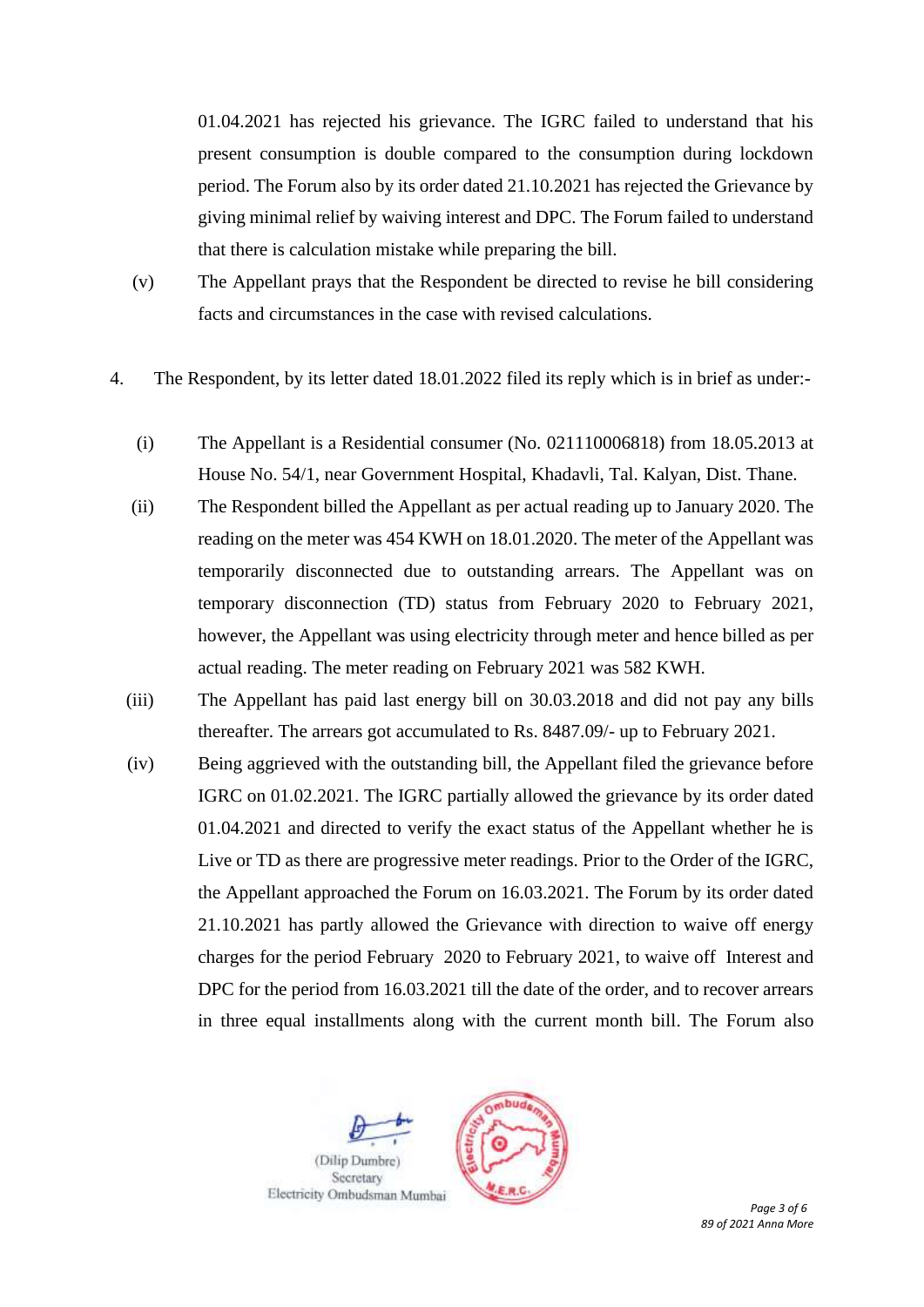01.04.2021 has rejected his grievance. The IGRC failed to understand that his present consumption is double compared to the consumption during lockdown period. The Forum also by its order dated 21.10.2021 has rejected the Grievance by giving minimal relief by waiving interest and DPC. The Forum failed to understand that there is calculation mistake while preparing the bill.

(v) The Appellant prays that the Respondent be directed to revise he bill considering facts and circumstances in the case with revised calculations.

4. The Respondent, by its letter dated 18.01.2022 filed its reply which is in brief as under:-

(i) The Appellant is a Residential consumer (No. 021110006818) from 18.05.2013 at House No. 54/1, near Government Hospital, Khadavli, Tal. Kalyan, Dist. Thane.

(ii) The Respondent billed the Appellant as per actual reading up to January 2020. The reading on the meter was 454 KWH on 18.01.2020. The meter of the Appellant was temporarily disconnected due to outstanding arrears. The Appellant was on temporary disconnection (TD) status from February 2020 to February 2021, however, the Appellant was using electricity through meter and hence billed as per actual reading. The meter reading on February 2021 was 582 KWH.

(iii) The Appellant has paid last energy bill on 30.03.2018 and did not pay any bills thereafter. The arrears got accumulated to Rs. 8487.09/- up to February 2021.

(iv) Being aggrieved with the outstanding bill, the Appellant filed the grievance before IGRC on 01.02.2021. The IGRC partially allowed the grievance by its order dated 01.04.2021 and directed to verify the exact status of the Appellant whether he is Live or TD as there are progressive meter readings. Prior to the Order of the IGRC, the Appellant approached the Forum on 16.03.2021. The Forum by its order dated 21.10.2021 has partly allowed the Grievance with direction to waive off energy charges for the period February 2020 to February 2021, to waive off Interest and DPC for the period from 16.03.2021 till the date of the order, and to recover arrears in three equal installments along with the current month bill. The Forum also

(Dilip Dumbre)
Secretary
Electricity Ombudsman Mumbai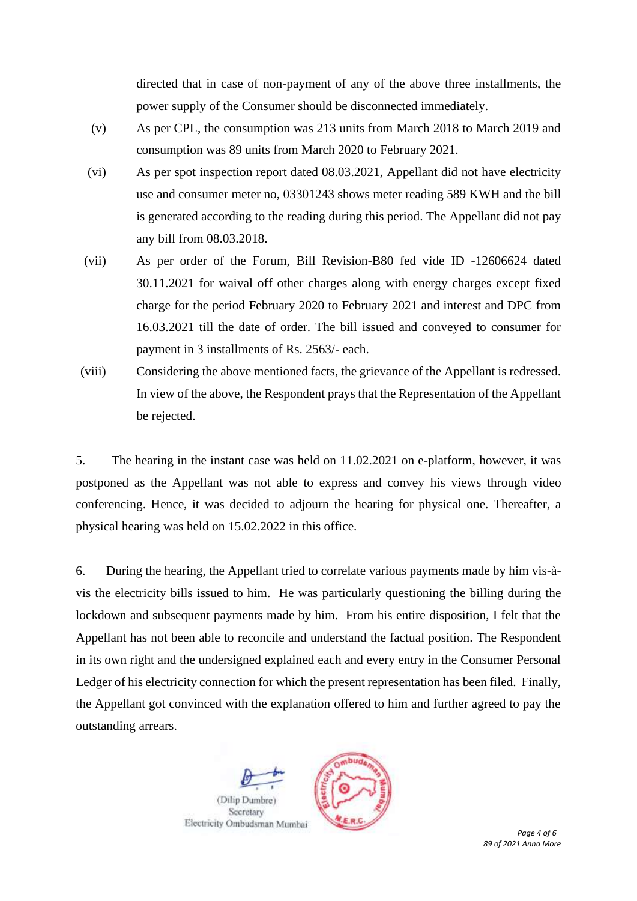directed that in case of non-payment of any of the above three installments, the power supply of the Consumer should be disconnected immediately.

(v) As per CPL, the consumption was 213 units from March 2018 to March 2019 and consumption was 89 units from March 2020 to February 2021.

(vi) As per spot inspection report dated 08.03.2021, Appellant did not have electricity use and consumer meter no, 03301243 shows meter reading 589 KWH and the bill is generated according to the reading during this period. The Appellant did not pay any bill from 08.03.2018.

(vii) As per order of the Forum, Bill Revision-B80 fed vide ID -12606624 dated 30.11.2021 for waival off other charges along with energy charges except fixed charge for the period February 2020 to February 2021 and interest and DPC from 16.03.2021 till the date of order. The bill issued and conveyed to consumer for payment in 3 installments of Rs. 2563/- each.

(viii) Considering the above mentioned facts, the grievance of the Appellant is redressed. In view of the above, the Respondent prays that the Representation of the Appellant be rejected.

5. The hearing in the instant case was held on 11.02.2021 on e-platform, however, it was postponed as the Appellant was not able to express and convey his views through video conferencing. Hence, it was decided to adjourn the hearing for physical one. Thereafter, a physical hearing was held on 15.02.2022 in this office.

6. During the hearing, the Appellant tried to correlate various payments made by him vis-à-vis the electricity bills issued to him. He was particularly questioning the billing during the lockdown and subsequent payments made by him. From his entire disposition, I felt that the Appellant has not been able to reconcile and understand the factual position. The Respondent in its own right and the undersigned explained each and every entry in the Consumer Personal Ledger of his electricity connection for which the present representation has been filed. Finally, the Appellant got convinced with the explanation offered to him and further agreed to pay the outstanding arrears.

(Dilip Dumbre)
Secretary
Electricity Ombudsman Mumbai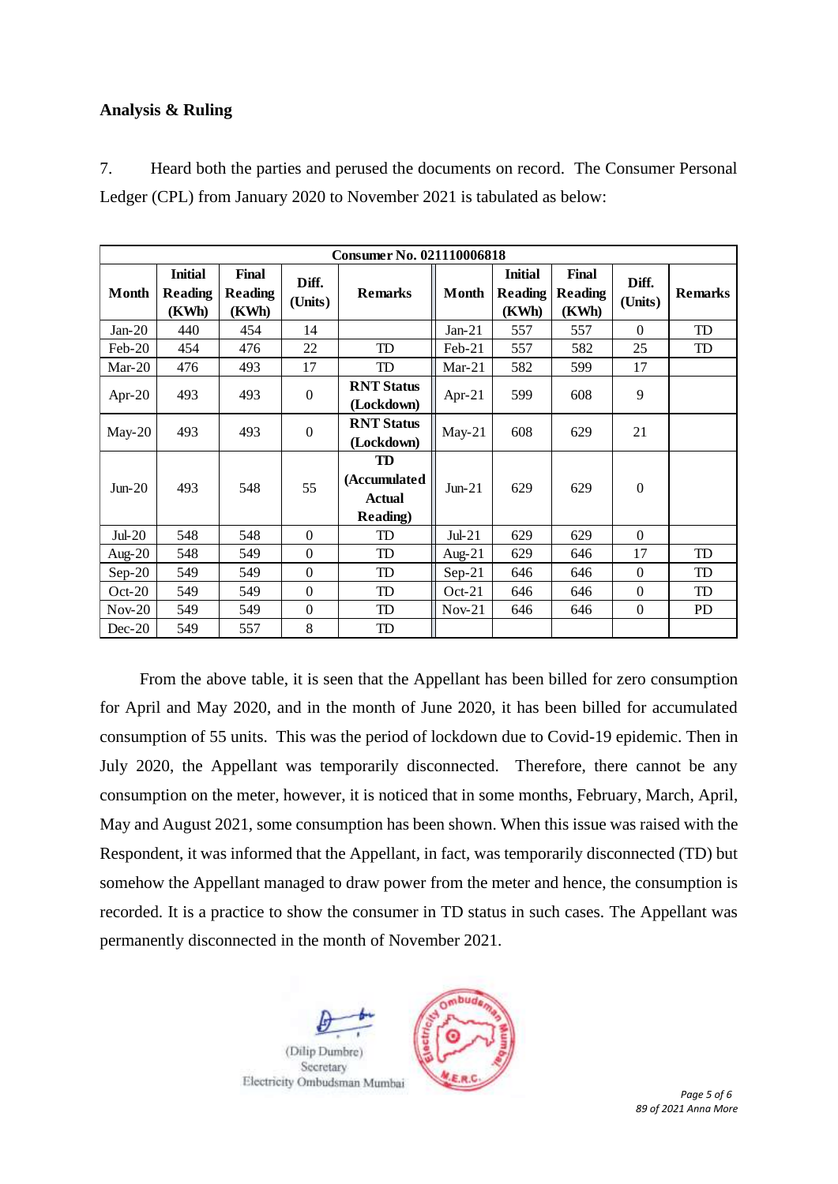## Analysis & Ruling

7. Heard both the parties and perused the documents on record. The Consumer Personal Ledger (CPL) from January 2020 to November 2021 is tabulated as below:

| Consumer No. 021110006818 | | | | | | | | | |
|---|---|---|---|---|---|---|---|---|---|
| Month | Initial Reading (KWh) | Final Reading (KWh) | Diff. (Units) | Remarks | Month | Initial Reading (KWh) | Final Reading (KWh) | Diff. (Units) | Remarks |
| Jan-20 | 440 | 454 | 14 | | Jan-21 | 557 | 557 | 0 | TD |
| Feb-20 | 454 | 476 | 22 | TD | Feb-21 | 557 | 582 | 25 | TD |
| Mar-20 | 476 | 493 | 17 | TD | Mar-21 | 582 | 599 | 17 | |
| Apr-20 | 493 | 493 | 0 | **RNT Status (Lockdown)** | Apr-21 | 599 | 608 | 9 | |
| May-20 | 493 | 493 | 0 | **RNT Status (Lockdown)** | May-21 | 608 | 629 | 21 | |
| Jun-20 | 493 | 548 | 55 | **TD (Accumulated Actual Reading)** | Jun-21 | 629 | 629 | 0 | |
| Jul-20 | 548 | 548 | 0 | TD | Jul-21 | 629 | 629 | 0 | |
| Aug-20 | 548 | 549 | 0 | TD | Aug-21 | 629 | 646 | 17 | TD |
| Sep-20 | 549 | 549 | 0 | TD | Sep-21 | 646 | 646 | 0 | TD |
| Oct-20 | 549 | 549 | 0 | TD | Oct-21 | 646 | 646 | 0 | TD |
| Nov-20 | 549 | 549 | 0 | TD | Nov-21 | 646 | 646 | 0 | PD |
| Dec-20 | 549 | 557 | 8 | TD | | | | | |

From the above table, it is seen that the Appellant has been billed for zero consumption for April and May 2020, and in the month of June 2020, it has been billed for accumulated consumption of 55 units. This was the period of lockdown due to Covid-19 epidemic. Then in July 2020, the Appellant was temporarily disconnected. Therefore, there cannot be any consumption on the meter, however, it is noticed that in some months, February, March, April, May and August 2021, some consumption has been shown. When this issue was raised with the Respondent, it was informed that the Appellant, in fact, was temporarily disconnected (TD) but somehow the Appellant managed to draw power from the meter and hence, the consumption is recorded. It is a practice to show the consumer in TD status in such cases. The Appellant was permanently disconnected in the month of November 2021.

(Dilip Dumbre)
Secretary
Electricity Ombudsman Mumbai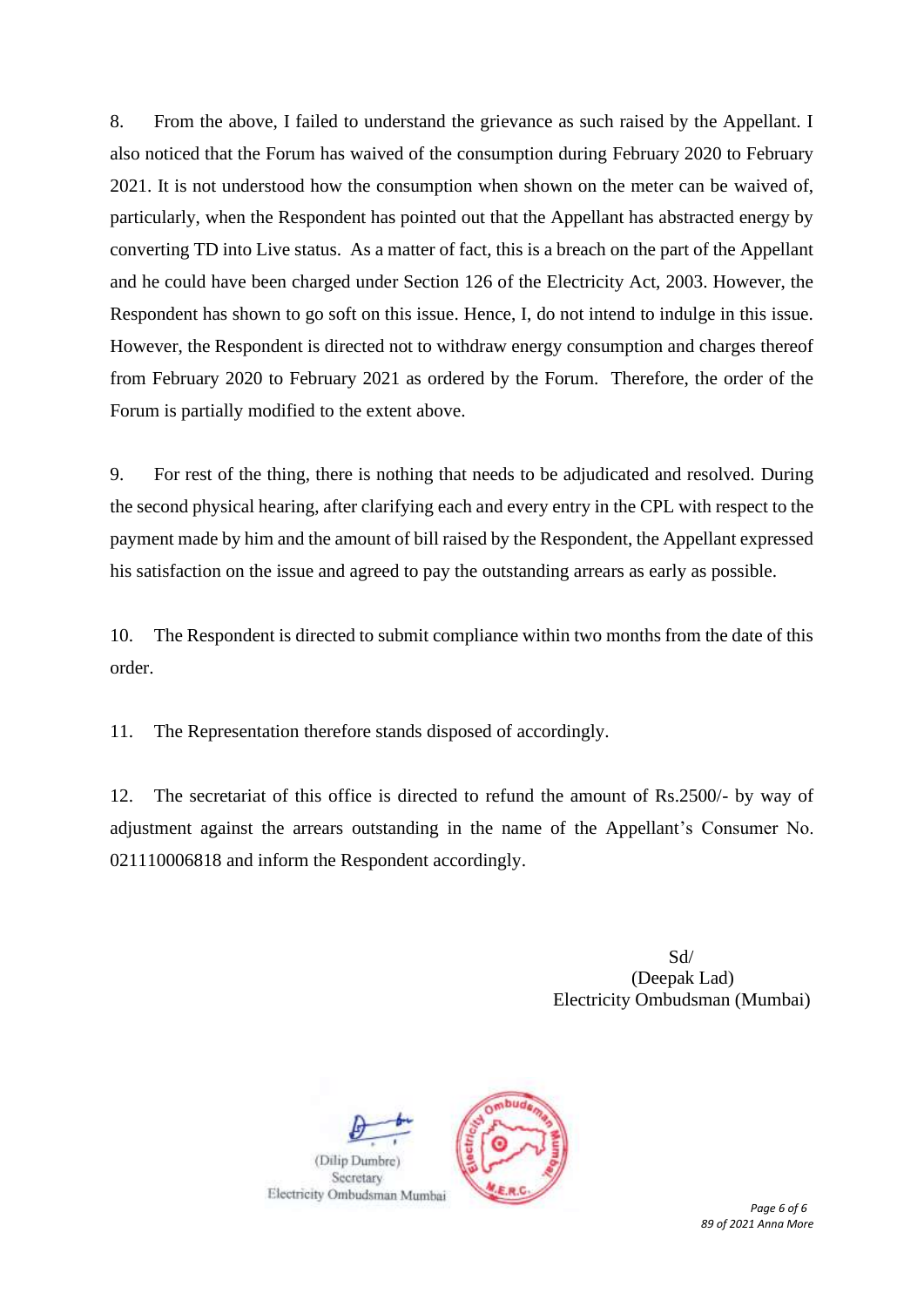8. From the above, I failed to understand the grievance as such raised by the Appellant. I also noticed that the Forum has waived of the consumption during February 2020 to February 2021. It is not understood how the consumption when shown on the meter can be waived of, particularly, when the Respondent has pointed out that the Appellant has abstracted energy by converting TD into Live status. As a matter of fact, this is a breach on the part of the Appellant and he could have been charged under Section 126 of the Electricity Act, 2003. However, the Respondent has shown to go soft on this issue. Hence, I, do not intend to indulge in this issue. However, the Respondent is directed not to withdraw energy consumption and charges thereof from February 2020 to February 2021 as ordered by the Forum. Therefore, the order of the Forum is partially modified to the extent above.

9. For rest of the thing, there is nothing that needs to be adjudicated and resolved. During the second physical hearing, after clarifying each and every entry in the CPL with respect to the payment made by him and the amount of bill raised by the Respondent, the Appellant expressed his satisfaction on the issue and agreed to pay the outstanding arrears as early as possible.

10. The Respondent is directed to submit compliance within two months from the date of this order.

11. The Representation therefore stands disposed of accordingly.

12. The secretariat of this office is directed to refund the amount of Rs.2500/- by way of adjustment against the arrears outstanding in the name of the Appellant's Consumer No. 021110006818 and inform the Respondent accordingly.

Sd/
(Deepak Lad)
Electricity Ombudsman (Mumbai)

(Dilip Dumbre)
Secretary
Electricity Ombudsman Mumbai